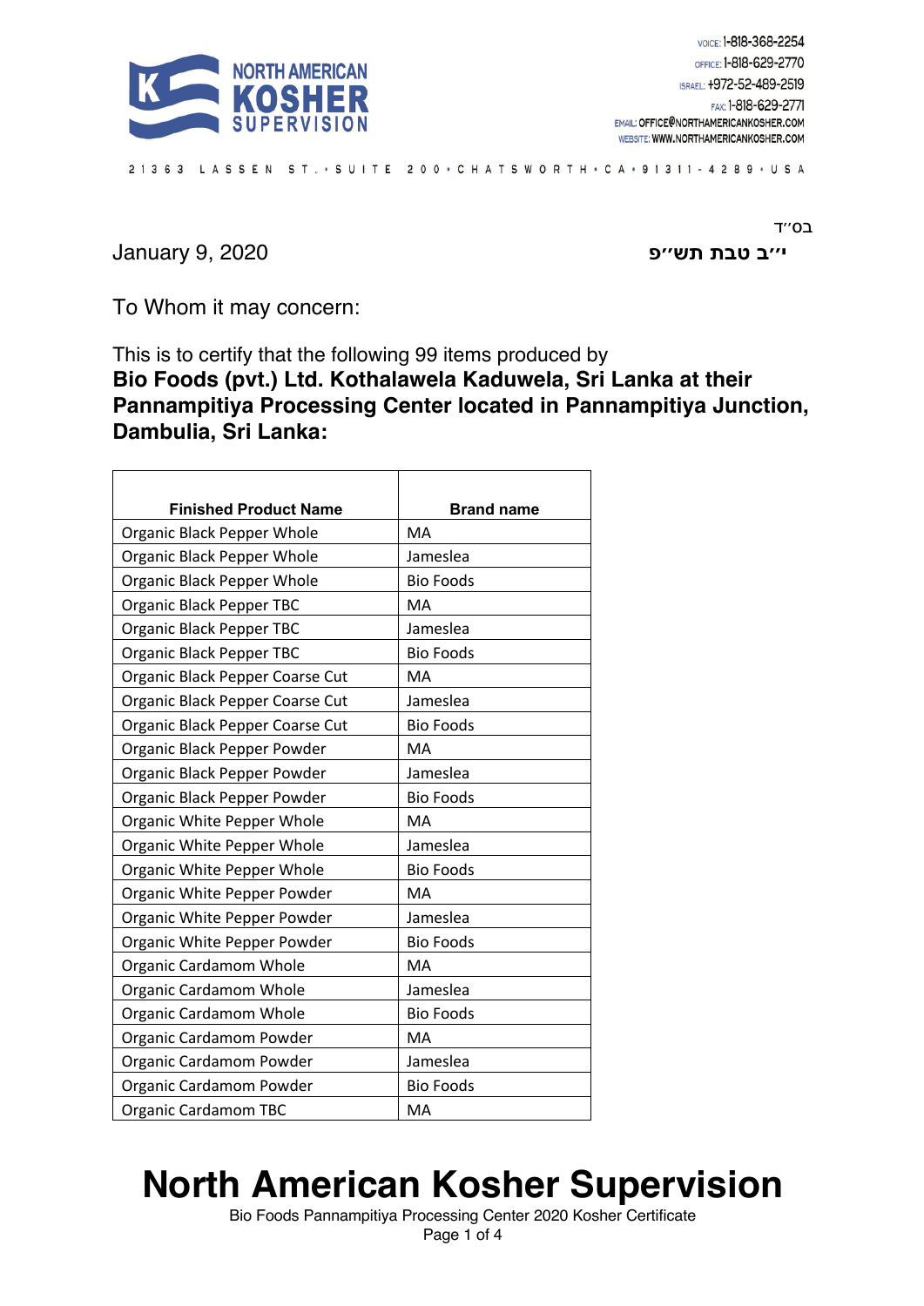NORTH AMERICAN KOSHER SUPERVISION

VOICE: 1-818-368-2254
OFFICE: 1-818-629-2770
ISRAEL: +972-52-489-2519
FAX: 1-818-629-2771
EMAIL: OFFICE@NORTHAMERICANKOSHER.COM
WEBSITE: WWW.NORTHAMERICANKOSHER.COM

21363 LASSEN ST. • SUITE 200 • CHATSWORTH • CA • 91311-4289 • USA

בס"ד

January 9, 2020 **י"ב טבת תש"פ**

To Whom it may concern:

This is to certify that the following 99 items produced by
**Bio Foods (pvt.) Ltd. Kothalawela Kaduwela, Sri Lanka at their Pannampitiya Processing Center located in Pannampitiya Junction, Dambulia, Sri Lanka:**

| Finished Product Name | Brand name |
|---|---|
| Organic Black Pepper Whole | MA |
| Organic Black Pepper Whole | Jameslea |
| Organic Black Pepper Whole | Bio Foods |
| Organic Black Pepper TBC | MA |
| Organic Black Pepper TBC | Jameslea |
| Organic Black Pepper TBC | Bio Foods |
| Organic Black Pepper Coarse Cut | MA |
| Organic Black Pepper Coarse Cut | Jameslea |
| Organic Black Pepper Coarse Cut | Bio Foods |
| Organic Black Pepper Powder | MA |
| Organic Black Pepper Powder | Jameslea |
| Organic Black Pepper Powder | Bio Foods |
| Organic White Pepper Whole | MA |
| Organic White Pepper Whole | Jameslea |
| Organic White Pepper Whole | Bio Foods |
| Organic White Pepper Powder | MA |
| Organic White Pepper Powder | Jameslea |
| Organic White Pepper Powder | Bio Foods |
| Organic Cardamom Whole | MA |
| Organic Cardamom Whole | Jameslea |
| Organic Cardamom Whole | Bio Foods |
| Organic Cardamom Powder | MA |
| Organic Cardamom Powder | Jameslea |
| Organic Cardamom Powder | Bio Foods |
| Organic Cardamom TBC | MA |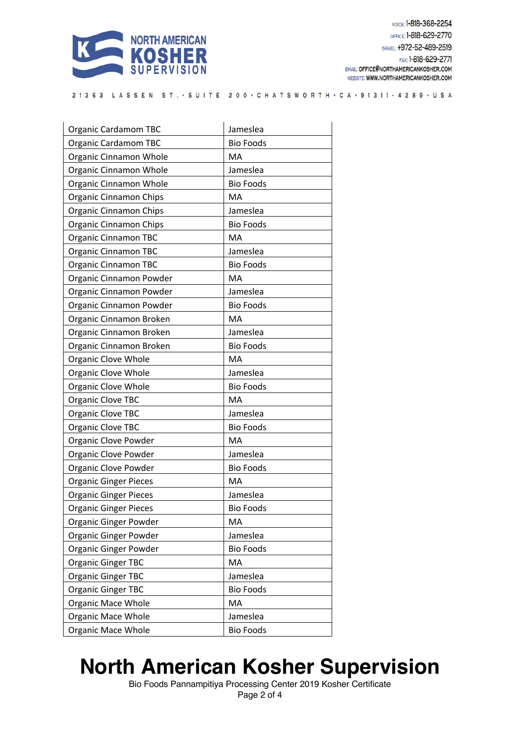| Organic Cardamom TBC | Jameslea |
|---|---|
| Organic Cardamom TBC | Bio Foods |
| Organic Cinnamon Whole | MA |
| Organic Cinnamon Whole | Jameslea |
| Organic Cinnamon Whole | Bio Foods |
| Organic Cinnamon Chips | MA |
| Organic Cinnamon Chips | Jameslea |
| Organic Cinnamon Chips | Bio Foods |
| Organic Cinnamon TBC | MA |
| Organic Cinnamon TBC | Jameslea |
| Organic Cinnamon TBC | Bio Foods |
| Organic Cinnamon Powder | MA |
| Organic Cinnamon Powder | Jameslea |
| Organic Cinnamon Powder | Bio Foods |
| Organic Cinnamon Broken | MA |
| Organic Cinnamon Broken | Jameslea |
| Organic Cinnamon Broken | Bio Foods |
| Organic Clove Whole | MA |
| Organic Clove Whole | Jameslea |
| Organic Clove Whole | Bio Foods |
| Organic Clove TBC | MA |
| Organic Clove TBC | Jameslea |
| Organic Clove TBC | Bio Foods |
| Organic Clove Powder | MA |
| Organic Clove Powder | Jameslea |
| Organic Clove Powder | Bio Foods |
| Organic Ginger Pieces | MA |
| Organic Ginger Pieces | Jameslea |
| Organic Ginger Pieces | Bio Foods |
| Organic Ginger Powder | MA |
| Organic Ginger Powder | Jameslea |
| Organic Ginger Powder | Bio Foods |
| Organic Ginger TBC | MA |
| Organic Ginger TBC | Jameslea |
| Organic Ginger TBC | Bio Foods |
| Organic Mace Whole | MA |
| Organic Mace Whole | Jameslea |
| Organic Mace Whole | Bio Foods |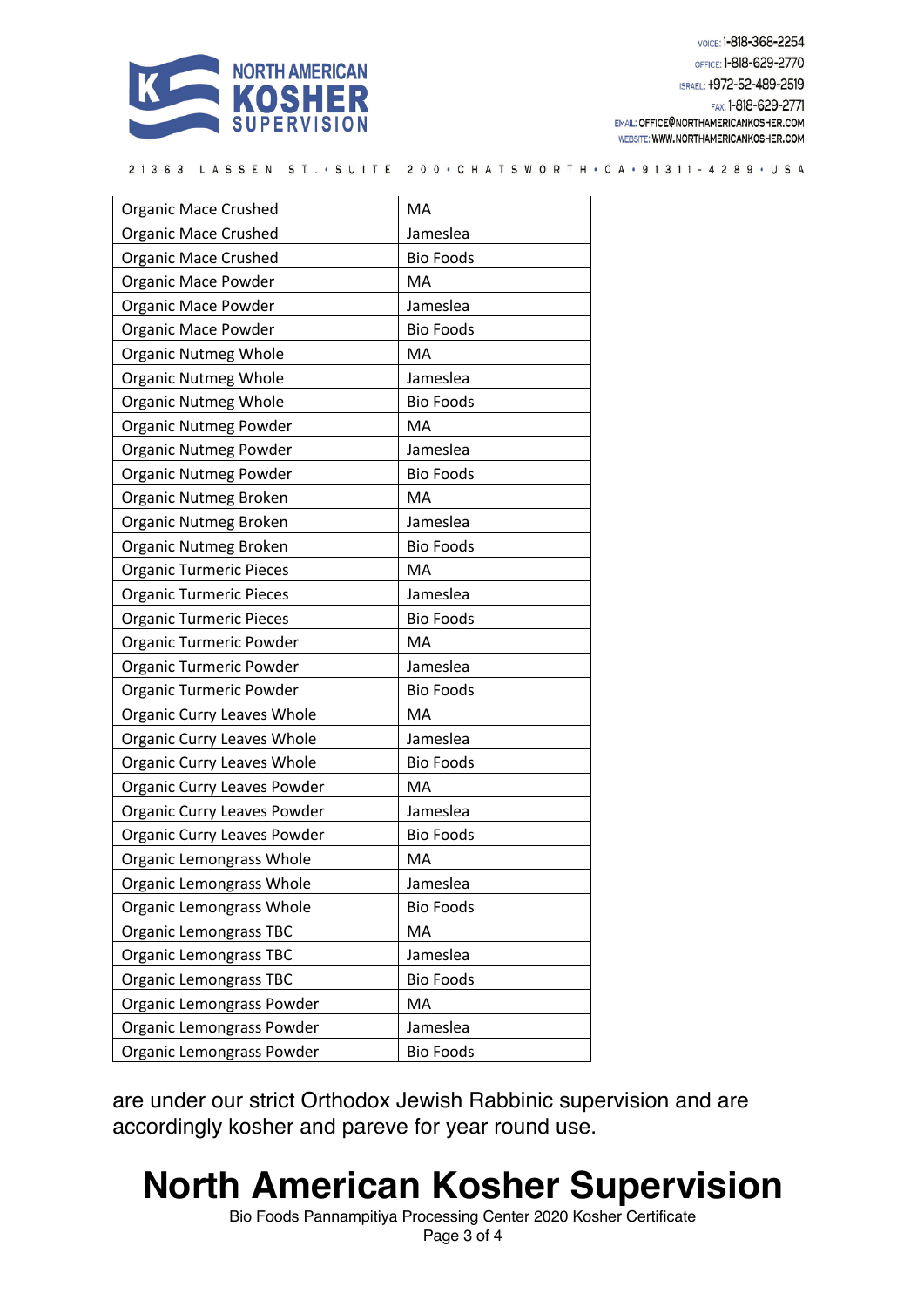| Organic Mace Crushed | MA |
|---|---|
| Organic Mace Crushed | Jameslea |
| Organic Mace Crushed | Bio Foods |
| Organic Mace Powder | MA |
| Organic Mace Powder | Jameslea |
| Organic Mace Powder | Bio Foods |
| Organic Nutmeg Whole | MA |
| Organic Nutmeg Whole | Jameslea |
| Organic Nutmeg Whole | Bio Foods |
| Organic Nutmeg Powder | MA |
| Organic Nutmeg Powder | Jameslea |
| Organic Nutmeg Powder | Bio Foods |
| Organic Nutmeg Broken | MA |
| Organic Nutmeg Broken | Jameslea |
| Organic Nutmeg Broken | Bio Foods |
| Organic Turmeric Pieces | MA |
| Organic Turmeric Pieces | Jameslea |
| Organic Turmeric Pieces | Bio Foods |
| Organic Turmeric Powder | MA |
| Organic Turmeric Powder | Jameslea |
| Organic Turmeric Powder | Bio Foods |
| Organic Curry Leaves Whole | MA |
| Organic Curry Leaves Whole | Jameslea |
| Organic Curry Leaves Whole | Bio Foods |
| Organic Curry Leaves Powder | MA |
| Organic Curry Leaves Powder | Jameslea |
| Organic Curry Leaves Powder | Bio Foods |
| Organic Lemongrass Whole | MA |
| Organic Lemongrass Whole | Jameslea |
| Organic Lemongrass Whole | Bio Foods |
| Organic Lemongrass TBC | MA |
| Organic Lemongrass TBC | Jameslea |
| Organic Lemongrass TBC | Bio Foods |
| Organic Lemongrass Powder | MA |
| Organic Lemongrass Powder | Jameslea |
| Organic Lemongrass Powder | Bio Foods |

are under our strict Orthodox Jewish Rabbinic supervision and are accordingly kosher and pareve for year round use.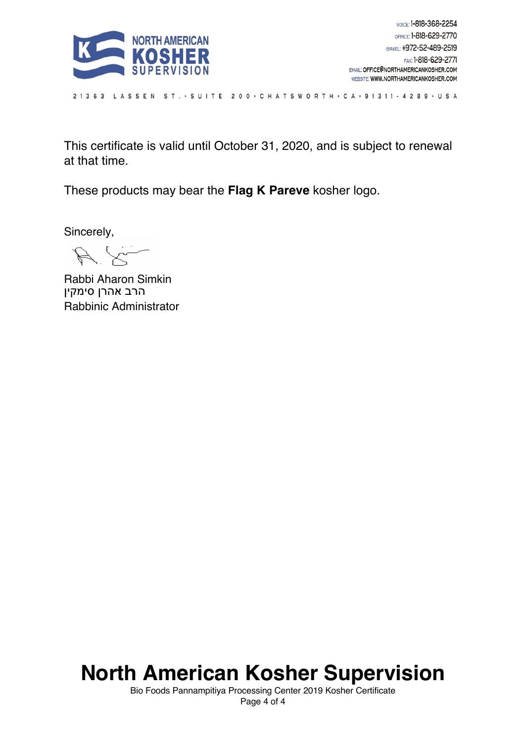This certificate is valid until October 31, 2020, and is subject to renewal at that time.

These products may bear the **Flag K Pareve** kosher logo.

Sincerely,

Rabbi Aharon Simkin
הרב אהרן סימקין
Rabbinic Administrator